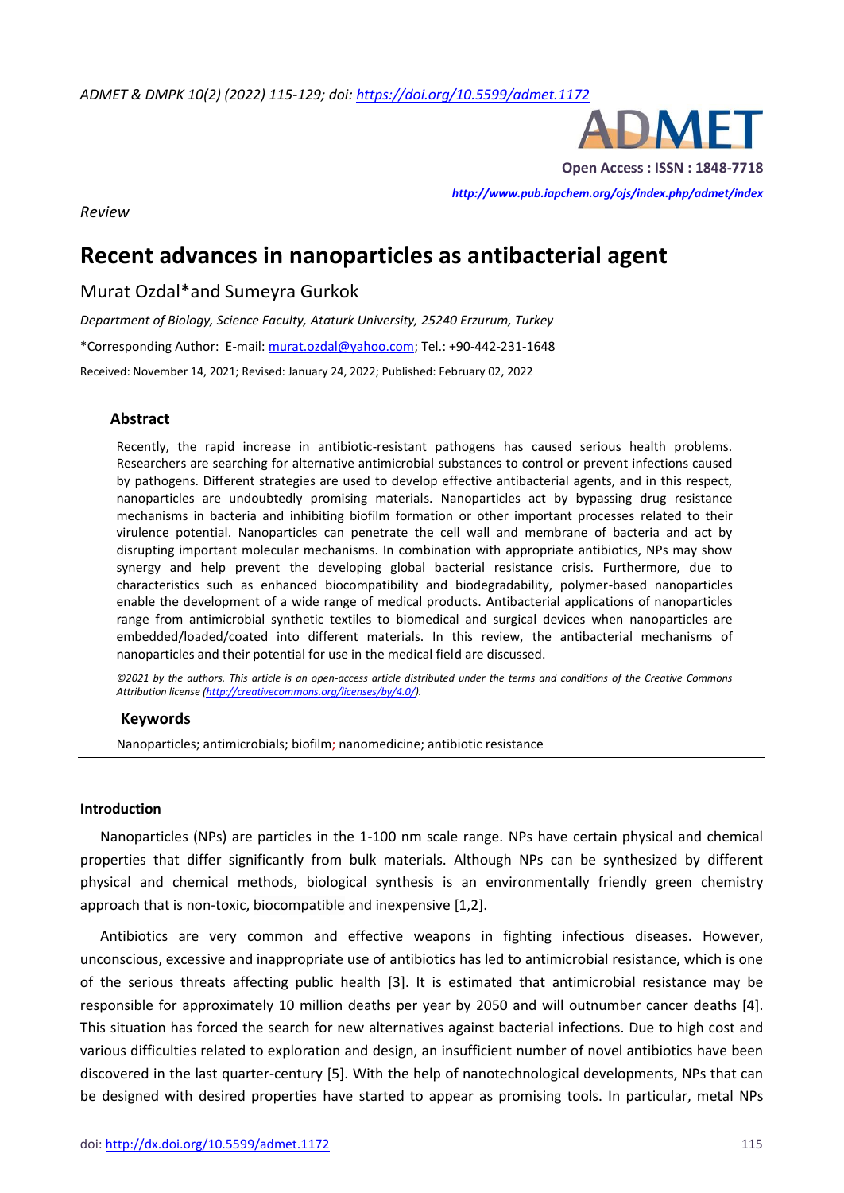*Review*

# Recent advances in nanoparticles as antibacterial agent

Murat Ozdal* and Sumeyra Gurkok

*Department of Biology, Science Faculty, Ataturk University, 25240 Erzurum, Turkey*

*Corresponding Author: E-mail: murat.ozdal@yahoo.com; Tel.: +90-442-231-1648

Received: November 14, 2021; Revised: January 24, 2022; Published: February 02, 2022

## Abstract

Recently, the rapid increase in antibiotic-resistant pathogens has caused serious health problems. Researchers are searching for alternative antimicrobial substances to control or prevent infections caused by pathogens. Different strategies are used to develop effective antibacterial agents, and in this respect, nanoparticles are undoubtedly promising materials. Nanoparticles act by bypassing drug resistance mechanisms in bacteria and inhibiting biofilm formation or other important processes related to their virulence potential. Nanoparticles can penetrate the cell wall and membrane of bacteria and act by disrupting important molecular mechanisms. In combination with appropriate antibiotics, NPs may show synergy and help prevent the developing global bacterial resistance crisis. Furthermore, due to characteristics such as enhanced biocompatibility and biodegradability, polymer-based nanoparticles enable the development of a wide range of medical products. Antibacterial applications of nanoparticles range from antimicrobial synthetic textiles to biomedical and surgical devices when nanoparticles are embedded/loaded/coated into different materials. In this review, the antibacterial mechanisms of nanoparticles and their potential for use in the medical field are discussed.

*©2021 by the authors. This article is an open-access article distributed under the terms and conditions of the Creative Commons Attribution license (http://creativecommons.org/licenses/by/4.0/).*

## Keywords

Nanoparticles; antimicrobials; biofilm; nanomedicine; antibiotic resistance

## Introduction

Nanoparticles (NPs) are particles in the 1-100 nm scale range. NPs have certain physical and chemical properties that differ significantly from bulk materials. Although NPs can be synthesized by different physical and chemical methods, biological synthesis is an environmentally friendly green chemistry approach that is non-toxic, biocompatible and inexpensive [1,2].

Antibiotics are very common and effective weapons in fighting infectious diseases. However, unconscious, excessive and inappropriate use of antibiotics has led to antimicrobial resistance, which is one of the serious threats affecting public health [3]. It is estimated that antimicrobial resistance may be responsible for approximately 10 million deaths per year by 2050 and will outnumber cancer deaths [4]. This situation has forced the search for new alternatives against bacterial infections. Due to high cost and various difficulties related to exploration and design, an insufficient number of novel antibiotics have been discovered in the last quarter-century [5]. With the help of nanotechnological developments, NPs that can be designed with desired properties have started to appear as promising tools. In particular, metal NPs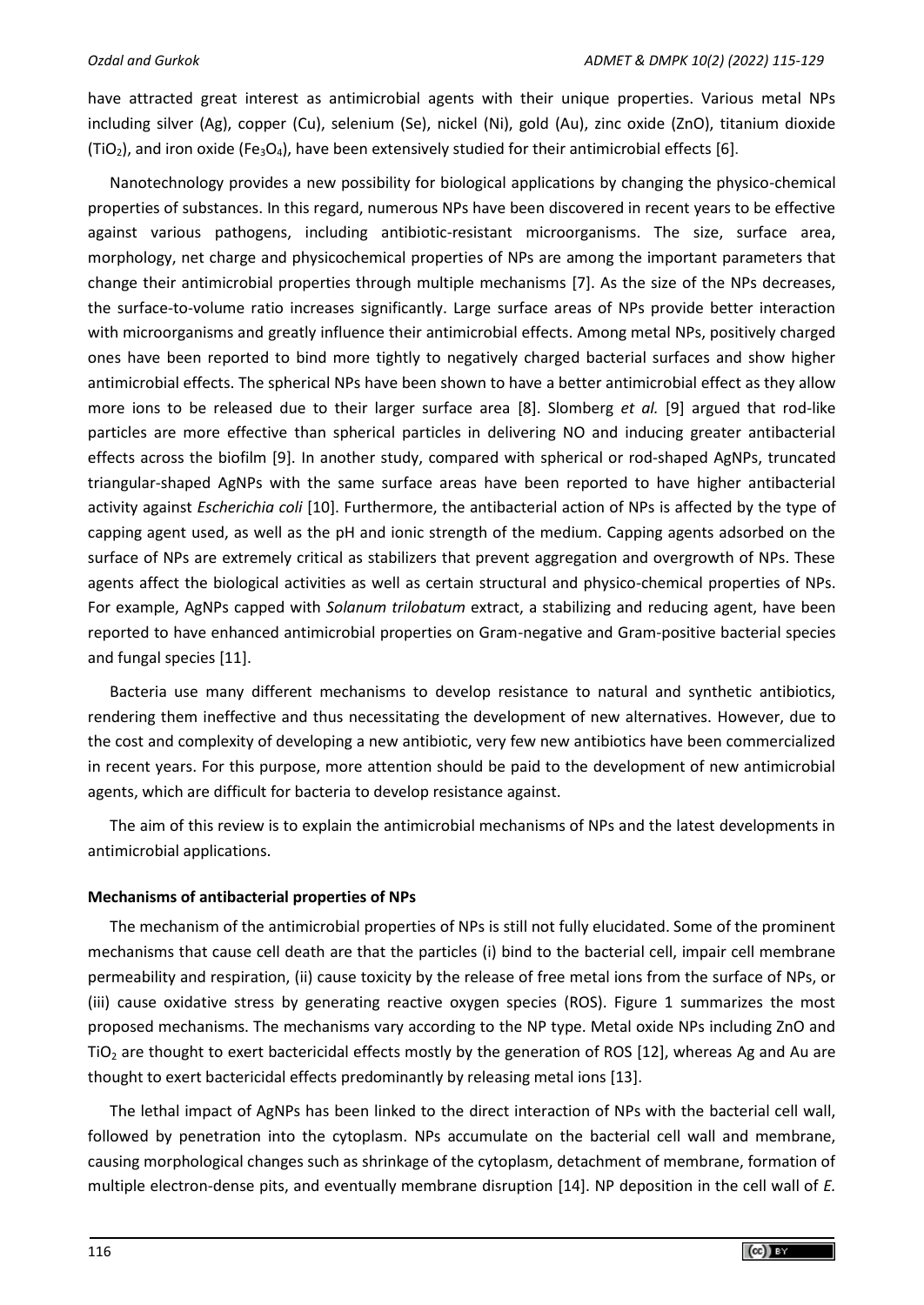have attracted great interest as antimicrobial agents with their unique properties. Various metal NPs including silver (Ag), copper (Cu), selenium (Se), nickel (Ni), gold (Au), zinc oxide (ZnO), titanium dioxide ($TiO_2$), and iron oxide ($Fe_3O_4$), have been extensively studied for their antimicrobial effects [6].

Nanotechnology provides a new possibility for biological applications by changing the physico-chemical properties of substances. In this regard, numerous NPs have been discovered in recent years to be effective against various pathogens, including antibiotic-resistant microorganisms. The size, surface area, morphology, net charge and physicochemical properties of NPs are among the important parameters that change their antimicrobial properties through multiple mechanisms [7]. As the size of the NPs decreases, the surface-to-volume ratio increases significantly. Large surface areas of NPs provide better interaction with microorganisms and greatly influence their antimicrobial effects. Among metal NPs, positively charged ones have been reported to bind more tightly to negatively charged bacterial surfaces and show higher antimicrobial effects. The spherical NPs have been shown to have a better antimicrobial effect as they allow more ions to be released due to their larger surface area [8]. Slomberg *et al.* [9] argued that rod-like particles are more effective than spherical particles in delivering NO and inducing greater antibacterial effects across the biofilm [9]. In another study, compared with spherical or rod-shaped AgNPs, truncated triangular-shaped AgNPs with the same surface areas have been reported to have higher antibacterial activity against *Escherichia coli* [10]. Furthermore, the antibacterial action of NPs is affected by the type of capping agent used, as well as the pH and ionic strength of the medium. Capping agents adsorbed on the surface of NPs are extremely critical as stabilizers that prevent aggregation and overgrowth of NPs. These agents affect the biological activities as well as certain structural and physico-chemical properties of NPs. For example, AgNPs capped with *Solanum trilobatum* extract, a stabilizing and reducing agent, have been reported to have enhanced antimicrobial properties on Gram-negative and Gram-positive bacterial species and fungal species [11].

Bacteria use many different mechanisms to develop resistance to natural and synthetic antibiotics, rendering them ineffective and thus necessitating the development of new alternatives. However, due to the cost and complexity of developing a new antibiotic, very few new antibiotics have been commercialized in recent years. For this purpose, more attention should be paid to the development of new antimicrobial agents, which are difficult for bacteria to develop resistance against.

The aim of this review is to explain the antimicrobial mechanisms of NPs and the latest developments in antimicrobial applications.

## Mechanisms of antibacterial properties of NPs

The mechanism of the antimicrobial properties of NPs is still not fully elucidated. Some of the prominent mechanisms that cause cell death are that the particles (i) bind to the bacterial cell, impair cell membrane permeability and respiration, (ii) cause toxicity by the release of free metal ions from the surface of NPs, or (iii) cause oxidative stress by generating reactive oxygen species (ROS). Figure 1 summarizes the most proposed mechanisms. The mechanisms vary according to the NP type. Metal oxide NPs including ZnO and $TiO_2$ are thought to exert bactericidal effects mostly by the generation of ROS [12], whereas Ag and Au are thought to exert bactericidal effects predominantly by releasing metal ions [13].

The lethal impact of AgNPs has been linked to the direct interaction of NPs with the bacterial cell wall, followed by penetration into the cytoplasm. NPs accumulate on the bacterial cell wall and membrane, causing morphological changes such as shrinkage of the cytoplasm, detachment of membrane, formation of multiple electron-dense pits, and eventually membrane disruption [14]. NP deposition in the cell wall of *E.*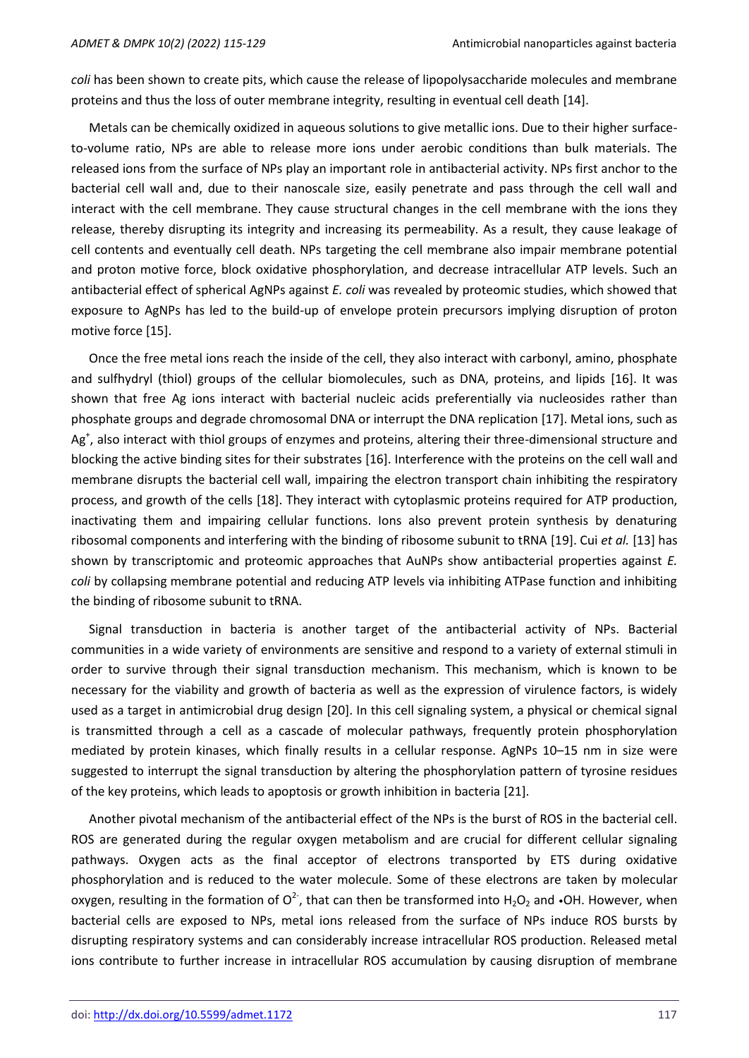*coli* has been shown to create pits, which cause the release of lipopolysaccharide molecules and membrane proteins and thus the loss of outer membrane integrity, resulting in eventual cell death [14].

Metals can be chemically oxidized in aqueous solutions to give metallic ions. Due to their higher surface-to-volume ratio, NPs are able to release more ions under aerobic conditions than bulk materials. The released ions from the surface of NPs play an important role in antibacterial activity. NPs first anchor to the bacterial cell wall and, due to their nanoscale size, easily penetrate and pass through the cell wall and interact with the cell membrane. They cause structural changes in the cell membrane with the ions they release, thereby disrupting its integrity and increasing its permeability. As a result, they cause leakage of cell contents and eventually cell death. NPs targeting the cell membrane also impair membrane potential and proton motive force, block oxidative phosphorylation, and decrease intracellular ATP levels. Such an antibacterial effect of spherical AgNPs against *E. coli* was revealed by proteomic studies, which showed that exposure to AgNPs has led to the build-up of envelope protein precursors implying disruption of proton motive force [15].

Once the free metal ions reach the inside of the cell, they also interact with carbonyl, amino, phosphate and sulfhydryl (thiol) groups of the cellular biomolecules, such as DNA, proteins, and lipids [16]. It was shown that free Ag ions interact with bacterial nucleic acids preferentially via nucleosides rather than phosphate groups and degrade chromosomal DNA or interrupt the DNA replication [17]. Metal ions, such as $Ag^+$, also interact with thiol groups of enzymes and proteins, altering their three-dimensional structure and blocking the active binding sites for their substrates [16]. Interference with the proteins on the cell wall and membrane disrupts the bacterial cell wall, impairing the electron transport chain inhibiting the respiratory process, and growth of the cells [18]. They interact with cytoplasmic proteins required for ATP production, inactivating them and impairing cellular functions. Ions also prevent protein synthesis by denaturing ribosomal components and interfering with the binding of ribosome subunit to tRNA [19]. Cui *et al.* [13] has shown by transcriptomic and proteomic approaches that AuNPs show antibacterial properties against *E. coli* by collapsing membrane potential and reducing ATP levels via inhibiting ATPase function and inhibiting the binding of ribosome subunit to tRNA.

Signal transduction in bacteria is another target of the antibacterial activity of NPs. Bacterial communities in a wide variety of environments are sensitive and respond to a variety of external stimuli in order to survive through their signal transduction mechanism. This mechanism, which is known to be necessary for the viability and growth of bacteria as well as the expression of virulence factors, is widely used as a target in antimicrobial drug design [20]. In this cell signaling system, a physical or chemical signal is transmitted through a cell as a cascade of molecular pathways, frequently protein phosphorylation mediated by protein kinases, which finally results in a cellular response. AgNPs 10–15 nm in size were suggested to interrupt the signal transduction by altering the phosphorylation pattern of tyrosine residues of the key proteins, which leads to apoptosis or growth inhibition in bacteria [21].

Another pivotal mechanism of the antibacterial effect of the NPs is the burst of ROS in the bacterial cell. ROS are generated during the regular oxygen metabolism and are crucial for different cellular signaling pathways. Oxygen acts as the final acceptor of electrons transported by ETS during oxidative phosphorylation and is reduced to the water molecule. Some of these electrons are taken by molecular oxygen, resulting in the formation of $O^{2-}$, that can then be transformed into $H_2O_2$ and •OH. However, when bacterial cells are exposed to NPs, metal ions released from the surface of NPs induce ROS bursts by disrupting respiratory systems and can considerably increase intracellular ROS production. Released metal ions contribute to further increase in intracellular ROS accumulation by causing disruption of membrane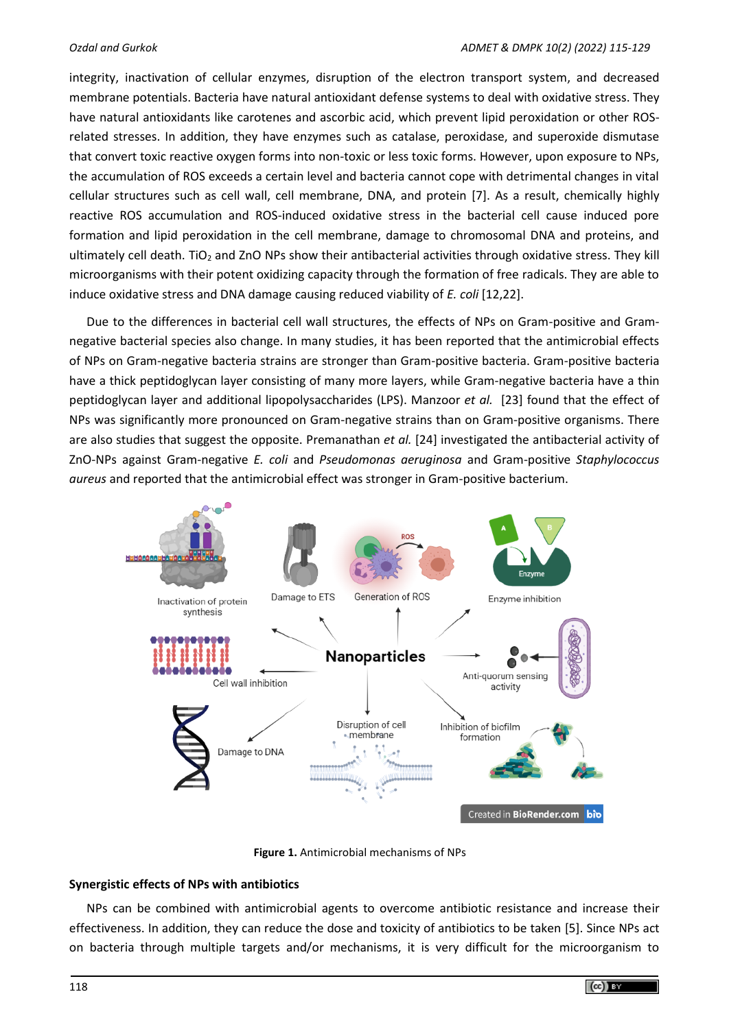integrity, inactivation of cellular enzymes, disruption of the electron transport system, and decreased membrane potentials. Bacteria have natural antioxidant defense systems to deal with oxidative stress. They have natural antioxidants like carotenes and ascorbic acid, which prevent lipid peroxidation or other ROS-related stresses. In addition, they have enzymes such as catalase, peroxidase, and superoxide dismutase that convert toxic reactive oxygen forms into non-toxic or less toxic forms. However, upon exposure to NPs, the accumulation of ROS exceeds a certain level and bacteria cannot cope with detrimental changes in vital cellular structures such as cell wall, cell membrane, DNA, and protein [7]. As a result, chemically highly reactive ROS accumulation and ROS-induced oxidative stress in the bacterial cell cause induced pore formation and lipid peroxidation in the cell membrane, damage to chromosomal DNA and proteins, and ultimately cell death. $TiO_2$ and ZnO NPs show their antibacterial activities through oxidative stress. They kill microorganisms with their potent oxidizing capacity through the formation of free radicals. They are able to induce oxidative stress and DNA damage causing reduced viability of *E. coli* [12,22].

Due to the differences in bacterial cell wall structures, the effects of NPs on Gram-positive and Gram-negative bacterial species also change. In many studies, it has been reported that the antimicrobial effects of NPs on Gram-negative bacteria strains are stronger than Gram-positive bacteria. Gram-positive bacteria have a thick peptidoglycan layer consisting of many more layers, while Gram-negative bacteria have a thin peptidoglycan layer and additional lipopolysaccharides (LPS). Manzoor *et al.* [23] found that the effect of NPs was significantly more pronounced on Gram-negative strains than on Gram-positive organisms. There are also studies that suggest the opposite. Premanathan *et al.* [24] investigated the antibacterial activity of ZnO-NPs against Gram-negative *E. coli* and *Pseudomonas aeruginosa* and Gram-positive *Staphylococcus aureus* and reported that the antimicrobial effect was stronger in Gram-positive bacterium.

**Figure 1.** Antimicrobial mechanisms of NPs

**Synergistic effects of NPs with antibiotics**

NPs can be combined with antimicrobial agents to overcome antibiotic resistance and increase their effectiveness. In addition, they can reduce the dose and toxicity of antibiotics to be taken [5]. Since NPs act on bacteria through multiple targets and/or mechanisms, it is very difficult for the microorganism to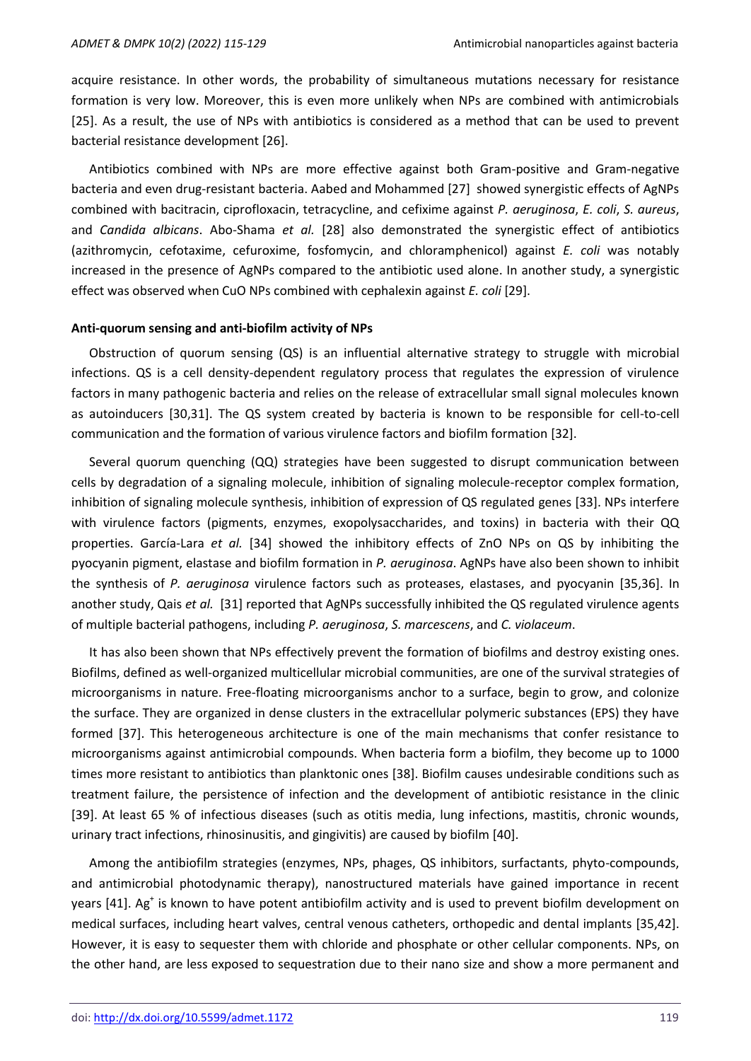acquire resistance. In other words, the probability of simultaneous mutations necessary for resistance formation is very low. Moreover, this is even more unlikely when NPs are combined with antimicrobials [25]. As a result, the use of NPs with antibiotics is considered as a method that can be used to prevent bacterial resistance development [26].

Antibiotics combined with NPs are more effective against both Gram-positive and Gram-negative bacteria and even drug-resistant bacteria. Aabed and Mohammed [27] showed synergistic effects of AgNPs combined with bacitracin, ciprofloxacin, tetracycline, and cefixime against *P. aeruginosa*, *E. coli*, *S. aureus*, and *Candida albicans*. Abo-Shama *et al.* [28] also demonstrated the synergistic effect of antibiotics (azithromycin, cefotaxime, cefuroxime, fosfomycin, and chloramphenicol) against *E. coli* was notably increased in the presence of AgNPs compared to the antibiotic used alone. In another study, a synergistic effect was observed when CuO NPs combined with cephalexin against *E. coli* [29].

**Anti-quorum sensing and anti-biofilm activity of NPs**

Obstruction of quorum sensing (QS) is an influential alternative strategy to struggle with microbial infections. QS is a cell density-dependent regulatory process that regulates the expression of virulence factors in many pathogenic bacteria and relies on the release of extracellular small signal molecules known as autoinducers [30,31]. The QS system created by bacteria is known to be responsible for cell-to-cell communication and the formation of various virulence factors and biofilm formation [32].

Several quorum quenching (QQ) strategies have been suggested to disrupt communication between cells by degradation of a signaling molecule, inhibition of signaling molecule-receptor complex formation, inhibition of signaling molecule synthesis, inhibition of expression of QS regulated genes [33]. NPs interfere with virulence factors (pigments, enzymes, exopolysaccharides, and toxins) in bacteria with their QQ properties. García-Lara *et al.* [34] showed the inhibitory effects of ZnO NPs on QS by inhibiting the pyocyanin pigment, elastase and biofilm formation in *P. aeruginosa*. AgNPs have also been shown to inhibit the synthesis of *P. aeruginosa* virulence factors such as proteases, elastases, and pyocyanin [35,36]. In another study, Qais *et al.* [31] reported that AgNPs successfully inhibited the QS regulated virulence agents of multiple bacterial pathogens, including *P. aeruginosa*, *S. marcescens*, and *C. violaceum*.

It has also been shown that NPs effectively prevent the formation of biofilms and destroy existing ones. Biofilms, defined as well-organized multicellular microbial communities, are one of the survival strategies of microorganisms in nature. Free-floating microorganisms anchor to a surface, begin to grow, and colonize the surface. They are organized in dense clusters in the extracellular polymeric substances (EPS) they have formed [37]. This heterogeneous architecture is one of the main mechanisms that confer resistance to microorganisms against antimicrobial compounds. When bacteria form a biofilm, they become up to 1000 times more resistant to antibiotics than planktonic ones [38]. Biofilm causes undesirable conditions such as treatment failure, the persistence of infection and the development of antibiotic resistance in the clinic [39]. At least 65 % of infectious diseases (such as otitis media, lung infections, mastitis, chronic wounds, urinary tract infections, rhinosinusitis, and gingivitis) are caused by biofilm [40].

Among the antibiofilm strategies (enzymes, NPs, phages, QS inhibitors, surfactants, phyto-compounds, and antimicrobial photodynamic therapy), nanostructured materials have gained importance in recent years [41]. $Ag^+$ is known to have potent antibiofilm activity and is used to prevent biofilm development on medical surfaces, including heart valves, central venous catheters, orthopedic and dental implants [35,42]. However, it is easy to sequester them with chloride and phosphate or other cellular components. NPs, on the other hand, are less exposed to sequestration due to their nano size and show a more permanent and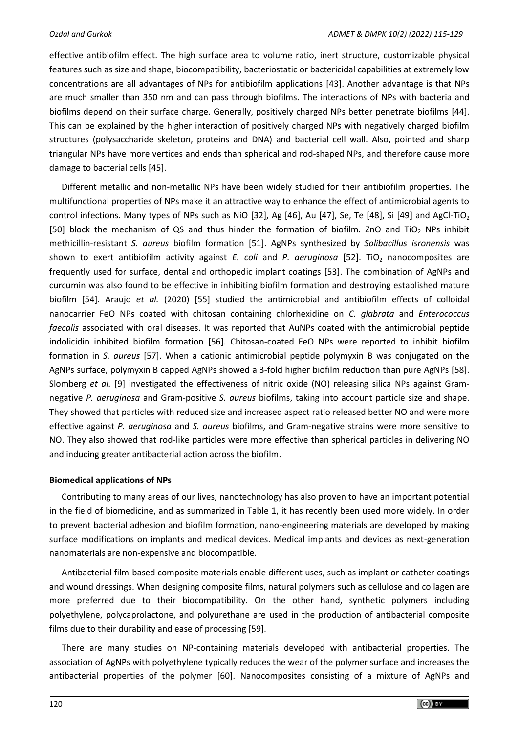effective antibiofilm effect. The high surface area to volume ratio, inert structure, customizable physical features such as size and shape, biocompatibility, bacteriostatic or bactericidal capabilities at extremely low concentrations are all advantages of NPs for antibiofilm applications [43]. Another advantage is that NPs are much smaller than 350 nm and can pass through biofilms. The interactions of NPs with bacteria and biofilms depend on their surface charge. Generally, positively charged NPs better penetrate biofilms [44]. This can be explained by the higher interaction of positively charged NPs with negatively charged biofilm structures (polysaccharide skeleton, proteins and DNA) and bacterial cell wall. Also, pointed and sharp triangular NPs have more vertices and ends than spherical and rod-shaped NPs, and therefore cause more damage to bacterial cells [45].

Different metallic and non-metallic NPs have been widely studied for their antibiofilm properties. The multifunctional properties of NPs make it an attractive way to enhance the effect of antimicrobial agents to control infections. Many types of NPs such as NiO [32], Ag [46], Au [47], Se, Te [48], Si [49] and AgCl-$TiO_2$ [50] block the mechanism of QS and thus hinder the formation of biofilm. ZnO and $TiO_2$ NPs inhibit methicillin-resistant *S. aureus* biofilm formation [51]. AgNPs synthesized by *Solibacillus isronensis* was shown to exert antibiofilm activity against *E. coli* and *P. aeruginosa* [52]. $TiO_2$ nanocomposites are frequently used for surface, dental and orthopedic implant coatings [53]. The combination of AgNPs and curcumin was also found to be effective in inhibiting biofilm formation and destroying established mature biofilm [54]. Araujo *et al.* (2020) [55] studied the antimicrobial and antibiofilm effects of colloidal nanocarrier FeO NPs coated with chitosan containing chlorhexidine on *C. glabrata* and *Enterococcus faecalis* associated with oral diseases. It was reported that AuNPs coated with the antimicrobial peptide indolicidin inhibited biofilm formation [56]. Chitosan-coated FeO NPs were reported to inhibit biofilm formation in *S. aureus* [57]. When a cationic antimicrobial peptide polymyxin B was conjugated on the AgNPs surface, polymyxin B capped AgNPs showed a 3-fold higher biofilm reduction than pure AgNPs [58]. Slomberg *et al.* [9] investigated the effectiveness of nitric oxide (NO) releasing silica NPs against Gram-negative *P. aeruginosa* and Gram-positive *S. aureus* biofilms, taking into account particle size and shape. They showed that particles with reduced size and increased aspect ratio released better NO and were more effective against *P. aeruginosa* and *S. aureus* biofilms, and Gram-negative strains were more sensitive to NO. They also showed that rod-like particles were more effective than spherical particles in delivering NO and inducing greater antibacterial action across the biofilm.

**Biomedical applications of NPs**

Contributing to many areas of our lives, nanotechnology has also proven to have an important potential in the field of biomedicine, and as summarized in Table 1, it has recently been used more widely. In order to prevent bacterial adhesion and biofilm formation, nano-engineering materials are developed by making surface modifications on implants and medical devices. Medical implants and devices as next-generation nanomaterials are non-expensive and biocompatible.

Antibacterial film-based composite materials enable different uses, such as implant or catheter coatings and wound dressings. When designing composite films, natural polymers such as cellulose and collagen are more preferred due to their biocompatibility. On the other hand, synthetic polymers including polyethylene, polycaprolactone, and polyurethane are used in the production of antibacterial composite films due to their durability and ease of processing [59].

There are many studies on NP-containing materials developed with antibacterial properties. The association of AgNPs with polyethylene typically reduces the wear of the polymer surface and increases the antibacterial properties of the polymer [60]. Nanocomposites consisting of a mixture of AgNPs and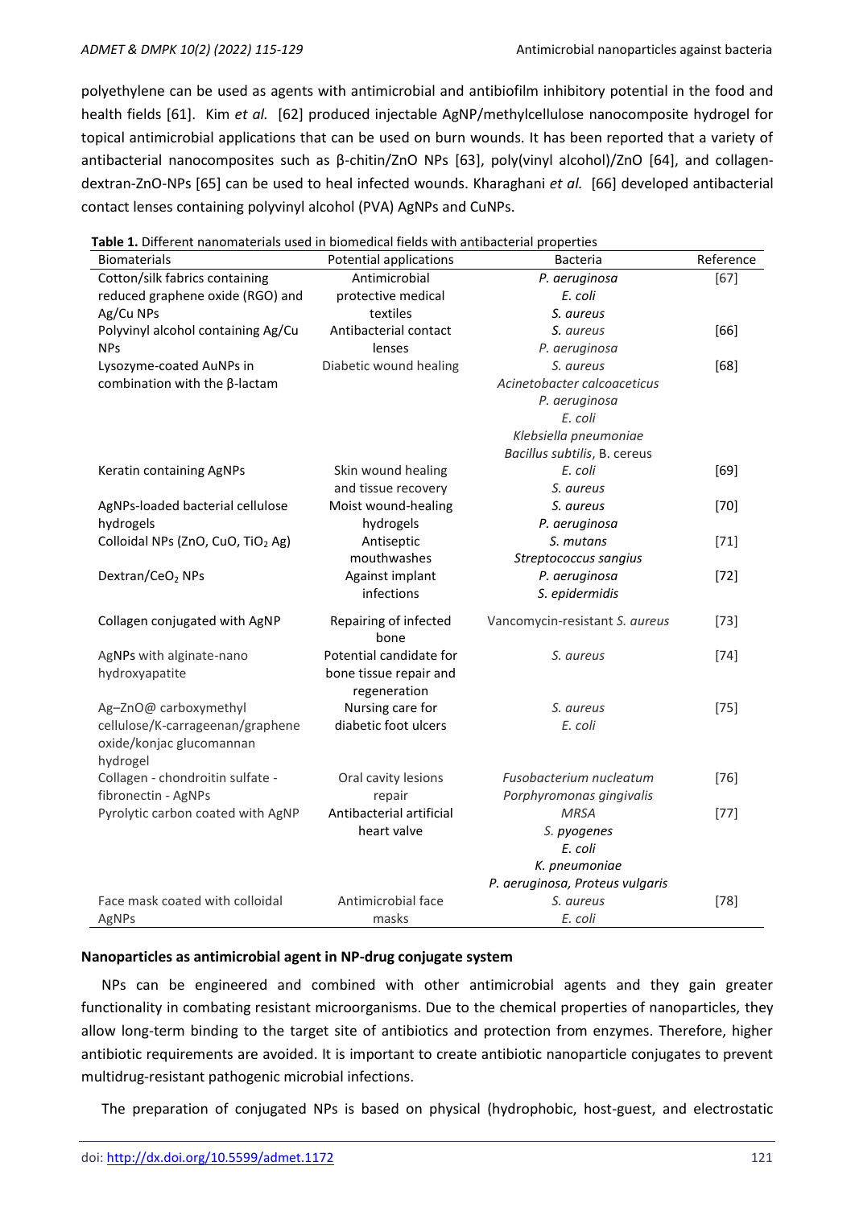polyethylene can be used as agents with antimicrobial and antibiofilm inhibitory potential in the food and health fields [61]. Kim *et al.* [62] produced injectable AgNP/methylcellulose nanocomposite hydrogel for topical antimicrobial applications that can be used on burn wounds. It has been reported that a variety of antibacterial nanocomposites such as β-chitin/ZnO NPs [63], poly(vinyl alcohol)/ZnO [64], and collagen-dextran-ZnO-NPs [65] can be used to heal infected wounds. Kharaghani *et al.* [66] developed antibacterial contact lenses containing polyvinyl alcohol (PVA) AgNPs and CuNPs.

**Table 1.** Different nanomaterials used in biomedical fields with antibacterial properties

| Biomaterials | Potential applications | Bacteria | Reference |
|---|---|---|---|
| Cotton/silk fabrics containing reduced graphene oxide (RGO) and Ag/Cu NPs | Antimicrobial protective medical textiles | *P. aeruginosa*<br>*E. coli*<br>*S. aureus* | [67] |
| Polyvinyl alcohol containing Ag/Cu NPs | Antibacterial contact lenses | *S. aureus*<br>*P. aeruginosa* | [66] |
| Lysozyme-coated AuNPs in combination with the β-lactam | Diabetic wound healing | *S. aureus*<br>*Acinetobacter calcoaceticus*<br>*P. aeruginosa*<br>*E. coli*<br>*Klebsiella pneumoniae*<br>*Bacillus subtilis*, B. cereus | [68] |
| Keratin containing AgNPs | Skin wound healing and tissue recovery | *E. coli*<br>*S. aureus* | [69] |
| AgNPs-loaded bacterial cellulose hydrogels | Moist wound-healing hydrogels | *S. aureus*<br>*P. aeruginosa* | [70] |
| Colloidal NPs (ZnO, CuO, $TiO_2$ Ag) | Antiseptic mouthwashes | *S. mutans*<br>*Streptococcus sangius* | [71] |
| Dextran/$CeO_2$ NPs | Against implant infections | *P. aeruginosa*<br>*S. epidermidis* | [72] |
| Collagen conjugated with AgNP | Repairing of infected bone | Vancomycin-resistant *S. aureus* | [73] |
| AgNPs with alginate-nano hydroxyapatite | Potential candidate for bone tissue repair and regeneration | *S. aureus* | [74] |
| Ag–ZnO@ carboxymethyl cellulose/K-carrageenan/graphene oxide/konjac glucomannan hydrogel | Nursing care for diabetic foot ulcers | *S. aureus*<br>*E. coli* | [75] |
| Collagen - chondroitin sulfate - fibronectin - AgNPs | Oral cavity lesions repair | *Fusobacterium nucleatum*<br>*Porphyromonas gingivalis* | [76] |
| Pyrolytic carbon coated with AgNP | Antibacterial artificial heart valve | *MRSA*<br>*S. pyogenes*<br>*E. coli*<br>*K. pneumoniae*<br>*P. aeruginosa, Proteus vulgaris* | [77] |
| Face mask coated with colloidal AgNPs | Antimicrobial face masks | *S. aureus*<br>*E. coli* | [78] |

**Nanoparticles as antimicrobial agent in NP-drug conjugate system**

NPs can be engineered and combined with other antimicrobial agents and they gain greater functionality in combating resistant microorganisms. Due to the chemical properties of nanoparticles, they allow long-term binding to the target site of antibiotics and protection from enzymes. Therefore, higher antibiotic requirements are avoided. It is important to create antibiotic nanoparticle conjugates to prevent multidrug-resistant pathogenic microbial infections.

The preparation of conjugated NPs is based on physical (hydrophobic, host-guest, and electrostatic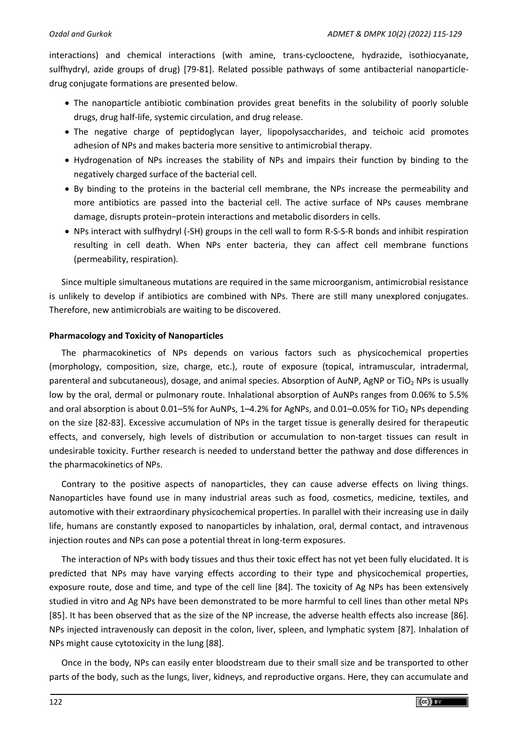interactions) and chemical interactions (with amine, trans-cyclooctene, hydrazide, isothiocyanate, sulfhydryl, azide groups of drug) [79-81]. Related possible pathways of some antibacterial nanoparticle-drug conjugate formations are presented below.

- The nanoparticle antibiotic combination provides great benefits in the solubility of poorly soluble drugs, drug half-life, systemic circulation, and drug release.
- The negative charge of peptidoglycan layer, lipopolysaccharides, and teichoic acid promotes adhesion of NPs and makes bacteria more sensitive to antimicrobial therapy.
- Hydrogenation of NPs increases the stability of NPs and impairs their function by binding to the negatively charged surface of the bacterial cell.
- By binding to the proteins in the bacterial cell membrane, the NPs increase the permeability and more antibiotics are passed into the bacterial cell. The active surface of NPs causes membrane damage, disrupts protein−protein interactions and metabolic disorders in cells.
- NPs interact with sulfhydryl (-SH) groups in the cell wall to form R-S-S-R bonds and inhibit respiration resulting in cell death. When NPs enter bacteria, they can affect cell membrane functions (permeability, respiration).

Since multiple simultaneous mutations are required in the same microorganism, antimicrobial resistance is unlikely to develop if antibiotics are combined with NPs. There are still many unexplored conjugates. Therefore, new antimicrobials are waiting to be discovered.

## Pharmacology and Toxicity of Nanoparticles

The pharmacokinetics of NPs depends on various factors such as physicochemical properties (morphology, composition, size, charge, etc.), route of exposure (topical, intramuscular, intradermal, parenteral and subcutaneous), dosage, and animal species. Absorption of AuNP, AgNP or $TiO_2$ NPs is usually low by the oral, dermal or pulmonary route. Inhalational absorption of AuNPs ranges from 0.06% to 5.5% and oral absorption is about 0.01–5% for AuNPs, 1–4.2% for AgNPs, and 0.01–0.05% for $TiO_2$ NPs depending on the size [82-83]. Excessive accumulation of NPs in the target tissue is generally desired for therapeutic effects, and conversely, high levels of distribution or accumulation to non-target tissues can result in undesirable toxicity. Further research is needed to understand better the pathway and dose differences in the pharmacokinetics of NPs.

Contrary to the positive aspects of nanoparticles, they can cause adverse effects on living things. Nanoparticles have found use in many industrial areas such as food, cosmetics, medicine, textiles, and automotive with their extraordinary physicochemical properties. In parallel with their increasing use in daily life, humans are constantly exposed to nanoparticles by inhalation, oral, dermal contact, and intravenous injection routes and NPs can pose a potential threat in long-term exposures.

The interaction of NPs with body tissues and thus their toxic effect has not yet been fully elucidated. It is predicted that NPs may have varying effects according to their type and physicochemical properties, exposure route, dose and time, and type of the cell line [84]. The toxicity of Ag NPs has been extensively studied in vitro and Ag NPs have been demonstrated to be more harmful to cell lines than other metal NPs [85]. It has been observed that as the size of the NP increase, the adverse health effects also increase [86]. NPs injected intravenously can deposit in the colon, liver, spleen, and lymphatic system [87]. Inhalation of NPs might cause cytotoxicity in the lung [88].

Once in the body, NPs can easily enter bloodstream due to their small size and be transported to other parts of the body, such as the lungs, liver, kidneys, and reproductive organs. Here, they can accumulate and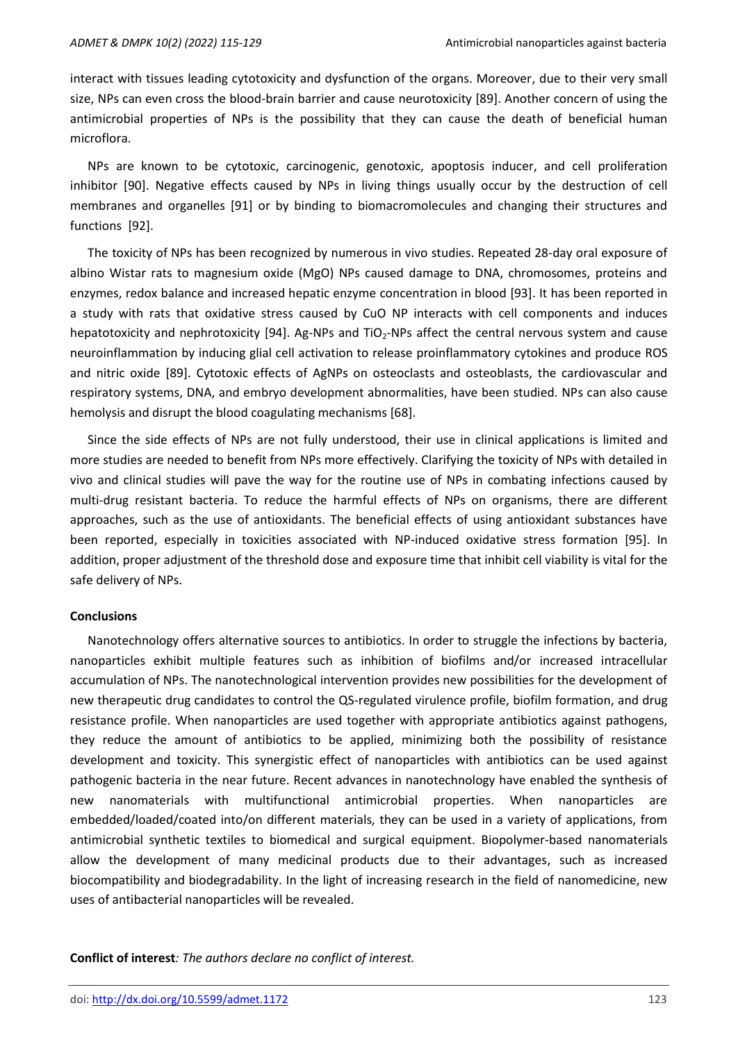interact with tissues leading cytotoxicity and dysfunction of the organs. Moreover, due to their very small size, NPs can even cross the blood-brain barrier and cause neurotoxicity [89]. Another concern of using the antimicrobial properties of NPs is the possibility that they can cause the death of beneficial human microflora.

NPs are known to be cytotoxic, carcinogenic, genotoxic, apoptosis inducer, and cell proliferation inhibitor [90]. Negative effects caused by NPs in living things usually occur by the destruction of cell membranes and organelles [91] or by binding to biomacromolecules and changing their structures and functions [92].

The toxicity of NPs has been recognized by numerous in vivo studies. Repeated 28-day oral exposure of albino Wistar rats to magnesium oxide (MgO) NPs caused damage to DNA, chromosomes, proteins and enzymes, redox balance and increased hepatic enzyme concentration in blood [93]. It has been reported in a study with rats that oxidative stress caused by CuO NP interacts with cell components and induces hepatotoxicity and nephrotoxicity [94]. Ag-NPs and $TiO_2$-NPs affect the central nervous system and cause neuroinflammation by inducing glial cell activation to release proinflammatory cytokines and produce ROS and nitric oxide [89]. Cytotoxic effects of AgNPs on osteoclasts and osteoblasts, the cardiovascular and respiratory systems, DNA, and embryo development abnormalities, have been studied. NPs can also cause hemolysis and disrupt the blood coagulating mechanisms [68].

Since the side effects of NPs are not fully understood, their use in clinical applications is limited and more studies are needed to benefit from NPs more effectively. Clarifying the toxicity of NPs with detailed in vivo and clinical studies will pave the way for the routine use of NPs in combating infections caused by multi-drug resistant bacteria. To reduce the harmful effects of NPs on organisms, there are different approaches, such as the use of antioxidants. The beneficial effects of using antioxidant substances have been reported, especially in toxicities associated with NP-induced oxidative stress formation [95]. In addition, proper adjustment of the threshold dose and exposure time that inhibit cell viability is vital for the safe delivery of NPs.

## Conclusions

Nanotechnology offers alternative sources to antibiotics. In order to struggle the infections by bacteria, nanoparticles exhibit multiple features such as inhibition of biofilms and/or increased intracellular accumulation of NPs. The nanotechnological intervention provides new possibilities for the development of new therapeutic drug candidates to control the QS-regulated virulence profile, biofilm formation, and drug resistance profile. When nanoparticles are used together with appropriate antibiotics against pathogens, they reduce the amount of antibiotics to be applied, minimizing both the possibility of resistance development and toxicity. This synergistic effect of nanoparticles with antibiotics can be used against pathogenic bacteria in the near future. Recent advances in nanotechnology have enabled the synthesis of new nanomaterials with multifunctional antimicrobial properties. When nanoparticles are embedded/loaded/coated into/on different materials, they can be used in a variety of applications, from antimicrobial synthetic textiles to biomedical and surgical equipment. Biopolymer-based nanomaterials allow the development of many medicinal products due to their advantages, such as increased biocompatibility and biodegradability. In the light of increasing research in the field of nanomedicine, new uses of antibacterial nanoparticles will be revealed.

**Conflict of interest**: *The authors declare no conflict of interest.*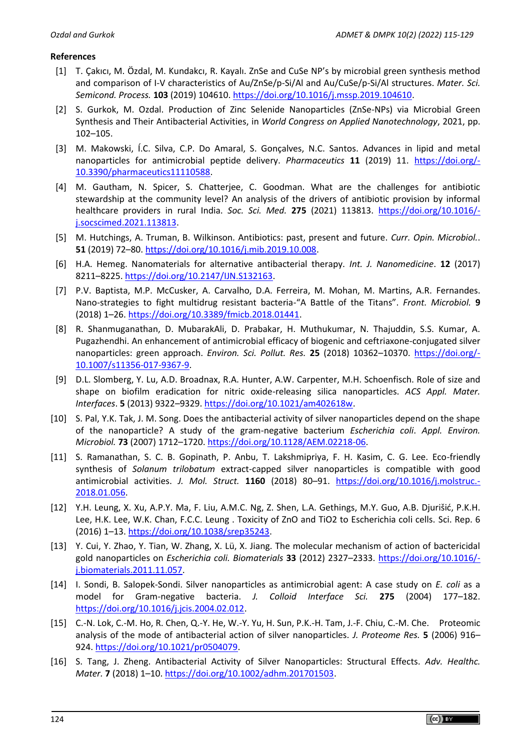**References**

[1] T. Çakıcı, M. Özdal, M. Kundakcı, R. Kayalı. ZnSe and CuSe NP's by microbial green synthesis method and comparison of I-V characteristics of Au/ZnSe/p-Si/Al and Au/CuSe/p-Si/Al structures. *Mater. Sci. Semicond. Process.* **103** (2019) 104610. https://doi.org/10.1016/j.mssp.2019.104610.

[2] S. Gurkok, M. Ozdal. Production of Zinc Selenide Nanoparticles (ZnSe-NPs) via Microbial Green Synthesis and Their Antibacterial Activities, in *World Congress on Applied Nanotechnology*, 2021, pp. 102–105.

[3] M. Makowski, Í.C. Silva, C.P. Do Amaral, S. Gonçalves, N.C. Santos. Advances in lipid and metal nanoparticles for antimicrobial peptide delivery. *Pharmaceutics* **11** (2019) 11. https://doi.org/10.3390/pharmaceutics11110588.

[4] M. Gautham, N. Spicer, S. Chatterjee, C. Goodman. What are the challenges for antibiotic stewardship at the community level? An analysis of the drivers of antibiotic provision by informal healthcare providers in rural India. *Soc. Sci. Med.* **275** (2021) 113813. https://doi.org/10.1016/j.socscimed.2021.113813.

[5] M. Hutchings, A. Truman, B. Wilkinson. Antibiotics: past, present and future. *Curr. Opin. Microbiol.*. **51** (2019) 72–80. https://doi.org/10.1016/j.mib.2019.10.008.

[6] H.A. Hemeg. Nanomaterials for alternative antibacterial therapy. *Int. J. Nanomedicine*. **12** (2017) 8211–8225. https://doi.org/10.2147/IJN.S132163.

[7] P.V. Baptista, M.P. McCusker, A. Carvalho, D.A. Ferreira, M. Mohan, M. Martins, A.R. Fernandes. Nano-strategies to fight multidrug resistant bacteria-"A Battle of the Titans". *Front. Microbiol.* **9** (2018) 1–26. https://doi.org/10.3389/fmicb.2018.01441.

[8] R. Shanmuganathan, D. MubarakAli, D. Prabakar, H. Muthukumar, N. Thajuddin, S.S. Kumar, A. Pugazhendhi. An enhancement of antimicrobial efficacy of biogenic and ceftriaxone-conjugated silver nanoparticles: green approach. *Environ. Sci. Pollut. Res.* **25** (2018) 10362–10370. https://doi.org/10.1007/s11356-017-9367-9.

[9] D.L. Slomberg, Y. Lu, A.D. Broadnax, R.A. Hunter, A.W. Carpenter, M.H. Schoenfisch. Role of size and shape on biofilm eradication for nitric oxide-releasing silica nanoparticles. *ACS Appl. Mater. Interfaces*. **5** (2013) 9322–9329. https://doi.org/10.1021/am402618w.

[10] S. Pal, Y.K. Tak, J. M. Song. Does the antibacterial activity of silver nanoparticles depend on the shape of the nanoparticle? A study of the gram-negative bacterium *Escherichia coli*. *Appl. Environ. Microbiol.* **73** (2007) 1712–1720. https://doi.org/10.1128/AEM.02218-06.

[11] S. Ramanathan, S. C. B. Gopinath, P. Anbu, T. Lakshmipriya, F. H. Kasim, C. G. Lee. Eco-friendly synthesis of *Solanum trilobatum* extract-capped silver nanoparticles is compatible with good antimicrobial activities. *J. Mol. Struct.* **1160** (2018) 80–91. https://doi.org/10.1016/j.molstruc.2018.01.056.

[12] Y.H. Leung, X. Xu, A.P.Y. Ma, F. Liu, A.M.C. Ng, Z. Shen, L.A. Gethings, M.Y. Guo, A.B. Djurišić, P.K.H. Lee, H.K. Lee, W.K. Chan, F.C.C. Leung . Toxicity of ZnO and TiO2 to Escherichia coli cells. Sci. Rep. 6 (2016) 1–13. https://doi.org/10.1038/srep35243.

[13] Y. Cui, Y. Zhao, Y. Tian, W. Zhang, X. Lü, X. Jiang. The molecular mechanism of action of bactericidal gold nanoparticles on *Escherichia coli*. *Biomaterials* **33** (2012) 2327–2333. https://doi.org/10.1016/j.biomaterials.2011.11.057.

[14] I. Sondi, B. Salopek-Sondi. Silver nanoparticles as antimicrobial agent: A case study on *E. coli* as a model for Gram-negative bacteria. *J. Colloid Interface Sci.* **275** (2004) 177–182. https://doi.org/10.1016/j.jcis.2004.02.012.

[15] C.-N. Lok, C.-M. Ho, R. Chen, Q.-Y. He, W.-Y. Yu, H. Sun, P.K.-H. Tam, J.-F. Chiu, C.-M. Che. Proteomic analysis of the mode of antibacterial action of silver nanoparticles. *J. Proteome Res.* **5** (2006) 916–924. https://doi.org/10.1021/pr0504079.

[16] S. Tang, J. Zheng. Antibacterial Activity of Silver Nanoparticles: Structural Effects. *Adv. Healthc. Mater.* **7** (2018) 1–10. https://doi.org/10.1002/adhm.201701503.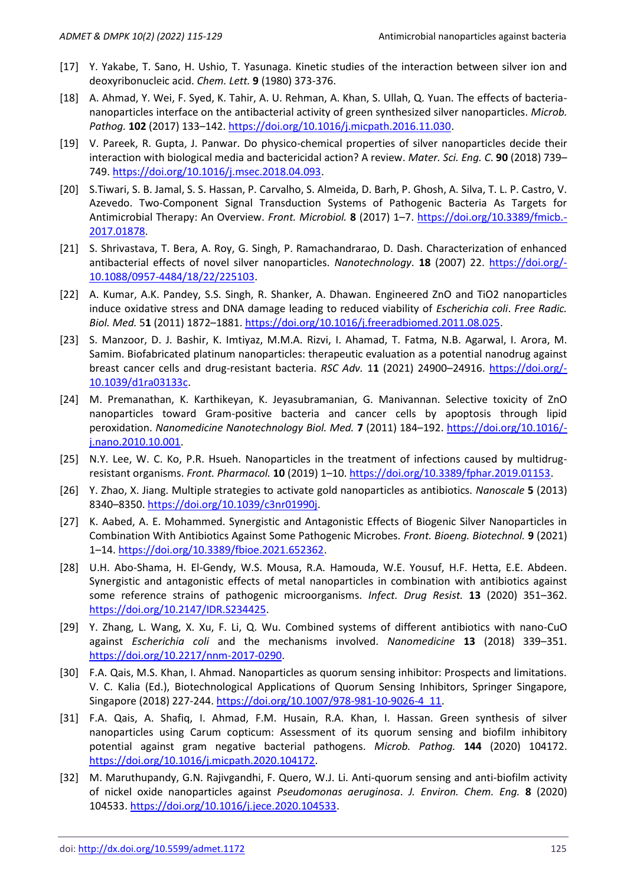[17] Y. Yakabe, T. Sano, H. Ushio, T. Yasunaga. Kinetic studies of the interaction between silver ion and deoxyribonucleic acid. *Chem. Lett.* **9** (1980) 373-376.

[18] A. Ahmad, Y. Wei, F. Syed, K. Tahir, A. U. Rehman, A. Khan, S. Ullah, Q. Yuan. The effects of bacteria-nanoparticles interface on the antibacterial activity of green synthesized silver nanoparticles. *Microb. Pathog.* **102** (2017) 133–142. https://doi.org/10.1016/j.micpath.2016.11.030.

[19] V. Pareek, R. Gupta, J. Panwar. Do physico-chemical properties of silver nanoparticles decide their interaction with biological media and bactericidal action? A review. *Mater. Sci. Eng. C.* **90** (2018) 739–749. https://doi.org/10.1016/j.msec.2018.04.093.

[20] S.Tiwari, S. B. Jamal, S. S. Hassan, P. Carvalho, S. Almeida, D. Barh, P. Ghosh, A. Silva, T. L. P. Castro, V. Azevedo. Two-Component Signal Transduction Systems of Pathogenic Bacteria As Targets for Antimicrobial Therapy: An Overview. *Front. Microbiol.* **8** (2017) 1–7. https://doi.org/10.3389/fmicb.-2017.01878.

[21] S. Shrivastava, T. Bera, A. Roy, G. Singh, P. Ramachandrarao, D. Dash. Characterization of enhanced antibacterial effects of novel silver nanoparticles. *Nanotechnology*. **18** (2007) 22. https://doi.org/-10.1088/0957-4484/18/22/225103.

[22] A. Kumar, A.K. Pandey, S.S. Singh, R. Shanker, A. Dhawan. Engineered ZnO and TiO2 nanoparticles induce oxidative stress and DNA damage leading to reduced viability of *Escherichia coli*. *Free Radic. Biol. Med.* 5**1** (2011) 1872–1881. https://doi.org/10.1016/j.freeradbiomed.2011.08.025.

[23] S. Manzoor, D. J. Bashir, K. Imtiyaz, M.M.A. Rizvi, I. Ahamad, T. Fatma, N.B. Agarwal, I. Arora, M. Samim. Biofabricated platinum nanoparticles: therapeutic evaluation as a potential nanodrug against breast cancer cells and drug-resistant bacteria. *RSC Adv.* 1**1** (2021) 24900–24916. https://doi.org/-10.1039/d1ra03133c.

[24] M. Premanathan, K. Karthikeyan, K. Jeyasubramanian, G. Manivannan. Selective toxicity of ZnO nanoparticles toward Gram-positive bacteria and cancer cells by apoptosis through lipid peroxidation. *Nanomedicine Nanotechnology Biol. Med.* **7** (2011) 184–192. https://doi.org/10.1016/-j.nano.2010.10.001.

[25] N.Y. Lee, W. C. Ko, P.R. Hsueh. Nanoparticles in the treatment of infections caused by multidrug-resistant organisms. *Front. Pharmacol.* **10** (2019) 1–10. https://doi.org/10.3389/fphar.2019.01153.

[26] Y. Zhao, X. Jiang. Multiple strategies to activate gold nanoparticles as antibiotics. *Nanoscale* **5** (2013) 8340–8350. https://doi.org/10.1039/c3nr01990j.

[27] K. Aabed, A. E. Mohammed. Synergistic and Antagonistic Effects of Biogenic Silver Nanoparticles in Combination With Antibiotics Against Some Pathogenic Microbes. *Front. Bioeng. Biotechnol.* **9** (2021) 1–14. https://doi.org/10.3389/fbioe.2021.652362.

[28] U.H. Abo-Shama, H. El-Gendy, W.S. Mousa, R.A. Hamouda, W.E. Yousuf, H.F. Hetta, E.E. Abdeen. Synergistic and antagonistic effects of metal nanoparticles in combination with antibiotics against some reference strains of pathogenic microorganisms. *Infect. Drug Resist.* **13** (2020) 351–362. https://doi.org/10.2147/IDR.S234425.

[29] Y. Zhang, L. Wang, X. Xu, F. Li, Q. Wu. Combined systems of different antibiotics with nano-CuO against *Escherichia coli* and the mechanisms involved. *Nanomedicine* **13** (2018) 339–351. https://doi.org/10.2217/nnm-2017-0290.

[30] F.A. Qais, M.S. Khan, I. Ahmad. Nanoparticles as quorum sensing inhibitor: Prospects and limitations. V. C. Kalia (Ed.), Biotechnological Applications of Quorum Sensing Inhibitors, Springer Singapore, Singapore (2018) 227-244. https://doi.org/10.1007/978-981-10-9026-4_11.

[31] F.A. Qais, A. Shafiq, I. Ahmad, F.M. Husain, R.A. Khan, I. Hassan. Green synthesis of silver nanoparticles using Carum copticum: Assessment of its quorum sensing and biofilm inhibitory potential against gram negative bacterial pathogens. *Microb. Pathog.* **144** (2020) 104172. https://doi.org/10.1016/j.micpath.2020.104172.

[32] M. Maruthupandy, G.N. Rajivgandhi, F. Quero, W.J. Li. Anti-quorum sensing and anti-biofilm activity of nickel oxide nanoparticles against *Pseudomonas aeruginosa*. *J. Environ. Chem. Eng.* **8** (2020) 104533. https://doi.org/10.1016/j.jece.2020.104533.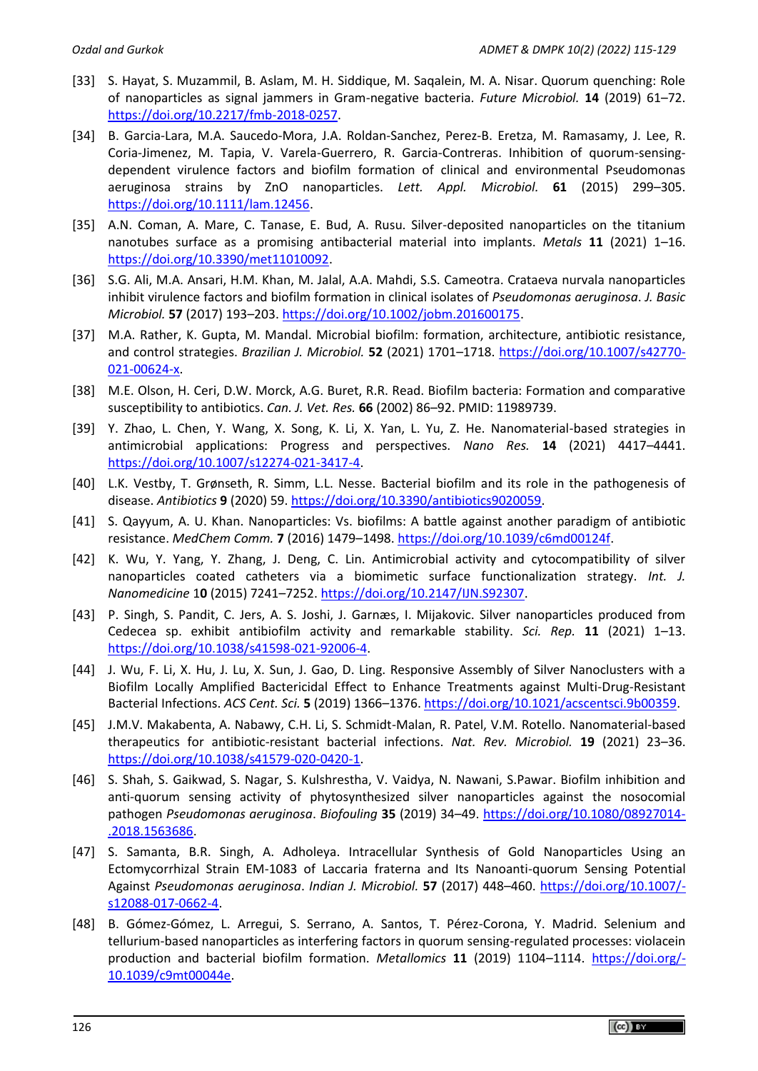[33] S. Hayat, S. Muzammil, B. Aslam, M. H. Siddique, M. Saqalein, M. A. Nisar. Quorum quenching: Role of nanoparticles as signal jammers in Gram-negative bacteria. *Future Microbiol.* **14** (2019) 61–72. https://doi.org/10.2217/fmb-2018-0257.

[34] B. Garcia-Lara, M.A. Saucedo-Mora, J.A. Roldan-Sanchez, Perez-B. Eretza, M. Ramasamy, J. Lee, R. Coria-Jimenez, M. Tapia, V. Varela-Guerrero, R. Garcia-Contreras. Inhibition of quorum-sensing-dependent virulence factors and biofilm formation of clinical and environmental Pseudomonas aeruginosa strains by ZnO nanoparticles. *Lett. Appl. Microbiol.* **61** (2015) 299–305. https://doi.org/10.1111/lam.12456.

[35] A.N. Coman, A. Mare, C. Tanase, E. Bud, A. Rusu. Silver-deposited nanoparticles on the titanium nanotubes surface as a promising antibacterial material into implants. *Metals* **11** (2021) 1–16. https://doi.org/10.3390/met11010092.

[36] S.G. Ali, M.A. Ansari, H.M. Khan, M. Jalal, A.A. Mahdi, S.S. Cameotra. Crataeva nurvala nanoparticles inhibit virulence factors and biofilm formation in clinical isolates of *Pseudomonas aeruginosa*. *J. Basic Microbiol.* **57** (2017) 193–203. https://doi.org/10.1002/jobm.201600175.

[37] M.A. Rather, K. Gupta, M. Mandal. Microbial biofilm: formation, architecture, antibiotic resistance, and control strategies. *Brazilian J. Microbiol.* **52** (2021) 1701–1718. https://doi.org/10.1007/s42770-021-00624-x.

[38] M.E. Olson, H. Ceri, D.W. Morck, A.G. Buret, R.R. Read. Biofilm bacteria: Formation and comparative susceptibility to antibiotics. *Can. J. Vet. Res.* **66** (2002) 86–92. PMID: 11989739.

[39] Y. Zhao, L. Chen, Y. Wang, X. Song, K. Li, X. Yan, L. Yu, Z. He. Nanomaterial-based strategies in antimicrobial applications: Progress and perspectives. *Nano Res.* **14** (2021) 4417–4441. https://doi.org/10.1007/s12274-021-3417-4.

[40] L.K. Vestby, T. Grønseth, R. Simm, L.L. Nesse. Bacterial biofilm and its role in the pathogenesis of disease. *Antibiotics* **9** (2020) 59. https://doi.org/10.3390/antibiotics9020059.

[41] S. Qayyum, A. U. Khan. Nanoparticles: Vs. biofilms: A battle against another paradigm of antibiotic resistance. *MedChem Comm.* **7** (2016) 1479–1498. https://doi.org/10.1039/c6md00124f.

[42] K. Wu, Y. Yang, Y. Zhang, J. Deng, C. Lin. Antimicrobial activity and cytocompatibility of silver nanoparticles coated catheters via a biomimetic surface functionalization strategy. *Int. J. Nanomedicine* 1**0** (2015) 7241–7252. https://doi.org/10.2147/IJN.S92307.

[43] P. Singh, S. Pandit, C. Jers, A. S. Joshi, J. Garnæs, I. Mijakovic. Silver nanoparticles produced from Cedecea sp. exhibit antibiofilm activity and remarkable stability. *Sci. Rep.* **11** (2021) 1–13. https://doi.org/10.1038/s41598-021-92006-4.

[44] J. Wu, F. Li, X. Hu, J. Lu, X. Sun, J. Gao, D. Ling. Responsive Assembly of Silver Nanoclusters with a Biofilm Locally Amplified Bactericidal Effect to Enhance Treatments against Multi-Drug-Resistant Bacterial Infections. *ACS Cent. Sci.* **5** (2019) 1366–1376. https://doi.org/10.1021/acscentsci.9b00359.

[45] J.M.V. Makabenta, A. Nabawy, C.H. Li, S. Schmidt-Malan, R. Patel, V.M. Rotello. Nanomaterial-based therapeutics for antibiotic-resistant bacterial infections. *Nat. Rev. Microbiol.* **19** (2021) 23–36. https://doi.org/10.1038/s41579-020-0420-1.

[46] S. Shah, S. Gaikwad, S. Nagar, S. Kulshrestha, V. Vaidya, N. Nawani, S.Pawar. Biofilm inhibition and anti-quorum sensing activity of phytosynthesized silver nanoparticles against the nosocomial pathogen *Pseudomonas aeruginosa*. *Biofouling* **35** (2019) 34–49. https://doi.org/10.1080/08927014-.2018.1563686.

[47] S. Samanta, B.R. Singh, A. Adholeya. Intracellular Synthesis of Gold Nanoparticles Using an Ectomycorrhizal Strain EM-1083 of Laccaria fraterna and Its Nanoanti-quorum Sensing Potential Against *Pseudomonas aeruginosa*. *Indian J. Microbiol.* **57** (2017) 448–460. https://doi.org/10.1007/-s12088-017-0662-4.

[48] B. Gómez-Gómez, L. Arregui, S. Serrano, A. Santos, T. Pérez-Corona, Y. Madrid. Selenium and tellurium-based nanoparticles as interfering factors in quorum sensing-regulated processes: violacein production and bacterial biofilm formation. *Metallomics* **11** (2019) 1104–1114. https://doi.org/-10.1039/c9mt00044e.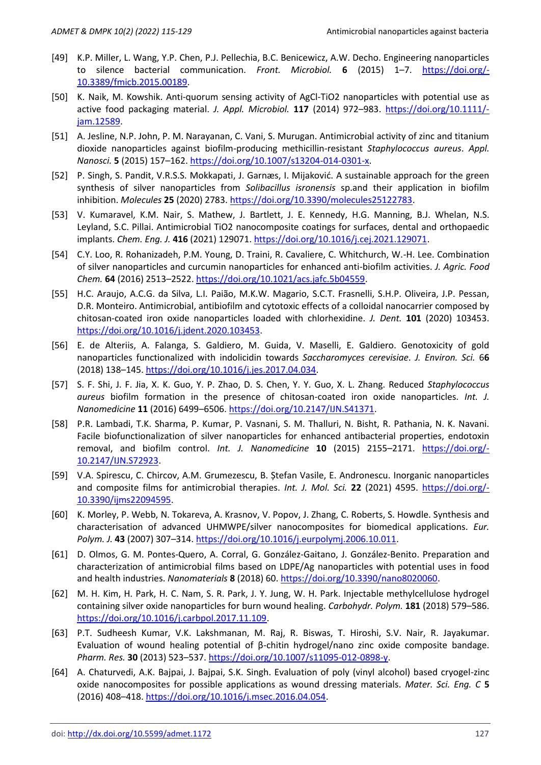[49] K.P. Miller, L. Wang, Y.P. Chen, P.J. Pellechia, B.C. Benicewicz, A.W. Decho. Engineering nanoparticles to silence bacterial communication. *Front. Microbiol.* **6** (2015) 1–7. https://doi.org/-10.3389/fmicb.2015.00189.

[50] K. Naik, M. Kowshik. Anti-quorum sensing activity of AgCl-TiO2 nanoparticles with potential use as active food packaging material. *J. Appl. Microbiol.* **117** (2014) 972–983. https://doi.org/10.1111/-jam.12589.

[51] A. Jesline, N.P. John, P. M. Narayanan, C. Vani, S. Murugan. Antimicrobial activity of zinc and titanium dioxide nanoparticles against biofilm-producing methicillin-resistant *Staphylococcus aureus*. *Appl. Nanosci.* **5** (2015) 157–162. https://doi.org/10.1007/s13204-014-0301-x.

[52] P. Singh, S. Pandit, V.R.S.S. Mokkapati, J. Garnæs, I. Mijaković. A sustainable approach for the green synthesis of silver nanoparticles from *Solibacillus isronensis* sp.and their application in biofilm inhibition. *Molecules* **25** (2020) 2783. https://doi.org/10.3390/molecules25122783.

[53] V. Kumaravel, K.M. Nair, S. Mathew, J. Bartlett, J. E. Kennedy, H.G. Manning, B.J. Whelan, N.S. Leyland, S.C. Pillai. Antimicrobial TiO2 nanocomposite coatings for surfaces, dental and orthopaedic implants. *Chem. Eng. J.* **416** (2021) 129071. https://doi.org/10.1016/j.cej.2021.129071.

[54] C.Y. Loo, R. Rohanizadeh, P.M. Young, D. Traini, R. Cavaliere, C. Whitchurch, W.-H. Lee. Combination of silver nanoparticles and curcumin nanoparticles for enhanced anti-biofilm activities. *J. Agric. Food Chem.* **64** (2016) 2513–2522. https://doi.org/10.1021/acs.jafc.5b04559.

[55] H.C. Araujo, A.C.G. da Silva, L.I. Paião, M.K.W. Magario, S.C.T. Frasnelli, S.H.P. Oliveira, J.P. Pessan, D.R. Monteiro. Antimicrobial, antibiofilm and cytotoxic effects of a colloidal nanocarrier composed by chitosan-coated iron oxide nanoparticles loaded with chlorhexidine. *J. Dent.* **101** (2020) 103453. https://doi.org/10.1016/j.jdent.2020.103453.

[56] E. de Alteriis, A. Falanga, S. Galdiero, M. Guida, V. Maselli, E. Galdiero. Genotoxicity of gold nanoparticles functionalized with indolicidin towards *Saccharomyces cerevisiae*. *J. Environ. Sci.* 6**6** (2018) 138–145. https://doi.org/10.1016/j.jes.2017.04.034.

[57] S. F. Shi, J. F. Jia, X. K. Guo, Y. P. Zhao, D. S. Chen, Y. Y. Guo, X. L. Zhang. Reduced *Staphylococcus aureus* biofilm formation in the presence of chitosan-coated iron oxide nanoparticles. *Int. J. Nanomedicine* **11** (2016) 6499–6506. https://doi.org/10.2147/IJN.S41371.

[58] P.R. Lambadi, T.K. Sharma, P. Kumar, P. Vasnani, S. M. Thalluri, N. Bisht, R. Pathania, N. K. Navani. Facile biofunctionalization of silver nanoparticles for enhanced antibacterial properties, endotoxin removal, and biofilm control. *Int. J. Nanomedicine* **10** (2015) 2155–2171. https://doi.org/-10.2147/IJN.S72923.

[59] V.A. Spirescu, C. Chircov, A.M. Grumezescu, B. Ștefan Vasile, E. Andronescu. Inorganic nanoparticles and composite films for antimicrobial therapies. *Int. J. Mol. Sci.* **22** (2021) 4595. https://doi.org/-10.3390/ijms22094595.

[60] K. Morley, P. Webb, N. Tokareva, A. Krasnov, V. Popov, J. Zhang, C. Roberts, S. Howdle. Synthesis and characterisation of advanced UHMWPE/silver nanocomposites for biomedical applications. *Eur. Polym. J.* **43** (2007) 307–314. https://doi.org/10.1016/j.eurpolymj.2006.10.011.

[61] D. Olmos, G. M. Pontes-Quero, A. Corral, G. González-Gaitano, J. González-Benito. Preparation and characterization of antimicrobial films based on LDPE/Ag nanoparticles with potential uses in food and health industries. *Nanomaterials* **8** (2018) 60. https://doi.org/10.3390/nano8020060.

[62] M. H. Kim, H. Park, H. C. Nam, S. R. Park, J. Y. Jung, W. H. Park. Injectable methylcellulose hydrogel containing silver oxide nanoparticles for burn wound healing. *Carbohydr. Polym.* **181** (2018) 579–586. https://doi.org/10.1016/j.carbpol.2017.11.109.

[63] P.T. Sudheesh Kumar, V.K. Lakshmanan, M. Raj, R. Biswas, T. Hiroshi, S.V. Nair, R. Jayakumar. Evaluation of wound healing potential of β-chitin hydrogel/nano zinc oxide composite bandage. *Pharm. Res.* **30** (2013) 523–537. https://doi.org/10.1007/s11095-012-0898-y.

[64] A. Chaturvedi, A.K. Bajpai, J. Bajpai, S.K. Singh. Evaluation of poly (vinyl alcohol) based cryogel-zinc oxide nanocomposites for possible applications as wound dressing materials. *Mater. Sci. Eng. C* **5** (2016) 408–418. https://doi.org/10.1016/j.msec.2016.04.054.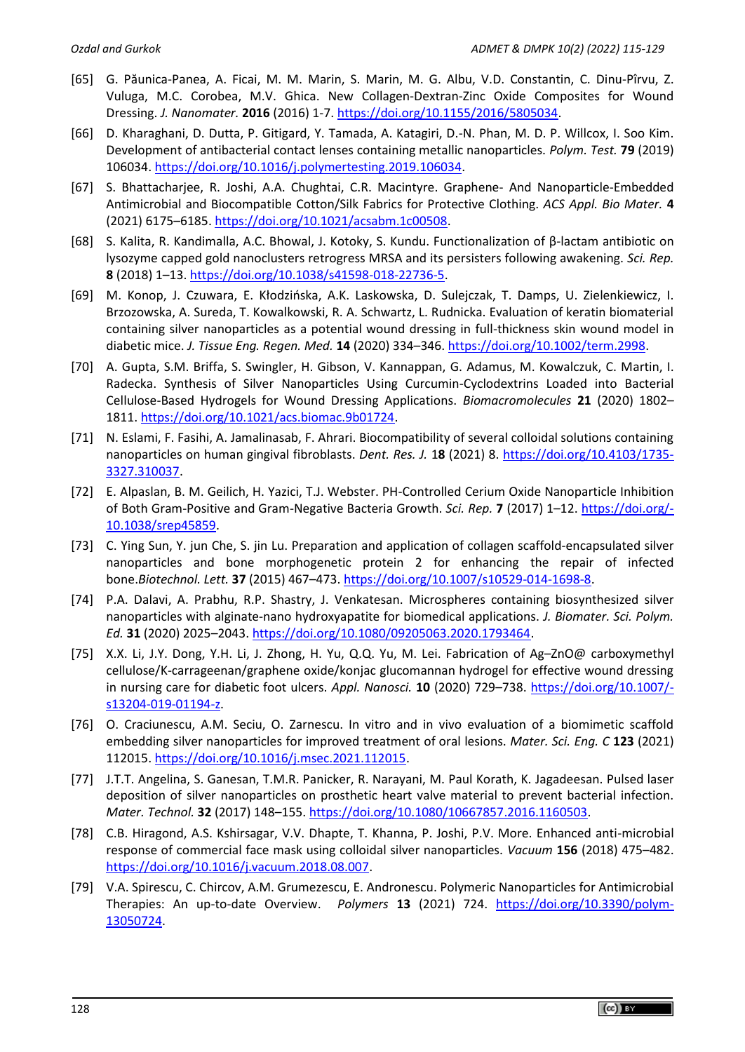[65] G. Păunica-Panea, A. Ficai, M. M. Marin, S. Marin, M. G. Albu, V.D. Constantin, C. Dinu-Pîrvu, Z. Vuluga, M.C. Corobea, M.V. Ghica. New Collagen-Dextran-Zinc Oxide Composites for Wound Dressing. *J. Nanomater.* **2016** (2016) 1-7. https://doi.org/10.1155/2016/5805034.

[66] D. Kharaghani, D. Dutta, P. Gitigard, Y. Tamada, A. Katagiri, D.-N. Phan, M. D. P. Willcox, I. Soo Kim. Development of antibacterial contact lenses containing metallic nanoparticles. *Polym. Test.* **79** (2019) 106034. https://doi.org/10.1016/j.polymertesting.2019.106034.

[67] S. Bhattacharjee, R. Joshi, A.A. Chughtai, C.R. Macintyre. Graphene- And Nanoparticle-Embedded Antimicrobial and Biocompatible Cotton/Silk Fabrics for Protective Clothing. *ACS Appl. Bio Mater.* **4** (2021) 6175–6185. https://doi.org/10.1021/acsabm.1c00508.

[68] S. Kalita, R. Kandimalla, A.C. Bhowal, J. Kotoky, S. Kundu. Functionalization of β-lactam antibiotic on lysozyme capped gold nanoclusters retrogress MRSA and its persisters following awakening. *Sci. Rep.* **8** (2018) 1–13. https://doi.org/10.1038/s41598-018-22736-5.

[69] M. Konop, J. Czuwara, E. Kłodzińska, A.K. Laskowska, D. Sulejczak, T. Damps, U. Zielenkiewicz, I. Brzozowska, A. Sureda, T. Kowalkowski, R. A. Schwartz, L. Rudnicka. Evaluation of keratin biomaterial containing silver nanoparticles as a potential wound dressing in full-thickness skin wound model in diabetic mice. *J. Tissue Eng. Regen. Med.* **14** (2020) 334–346. https://doi.org/10.1002/term.2998.

[70] A. Gupta, S.M. Briffa, S. Swingler, H. Gibson, V. Kannappan, G. Adamus, M. Kowalczuk, C. Martin, I. Radecka. Synthesis of Silver Nanoparticles Using Curcumin-Cyclodextrins Loaded into Bacterial Cellulose-Based Hydrogels for Wound Dressing Applications. *Biomacromolecules* **21** (2020) 1802–1811. https://doi.org/10.1021/acs.biomac.9b01724.

[71] N. Eslami, F. Fasihi, A. Jamalinasab, F. Ahrari. Biocompatibility of several colloidal solutions containing nanoparticles on human gingival fibroblasts. *Dent. Res. J.* 1**8** (2021) 8. https://doi.org/10.4103/1735-3327.310037.

[72] E. Alpaslan, B. M. Geilich, H. Yazici, T.J. Webster. PH-Controlled Cerium Oxide Nanoparticle Inhibition of Both Gram-Positive and Gram-Negative Bacteria Growth. *Sci. Rep.* **7** (2017) 1–12. https://doi.org/-10.1038/srep45859.

[73] C. Ying Sun, Y. jun Che, S. jin Lu. Preparation and application of collagen scaffold-encapsulated silver nanoparticles and bone morphogenetic protein 2 for enhancing the repair of infected bone.*Biotechnol. Lett.* **37** (2015) 467–473. https://doi.org/10.1007/s10529-014-1698-8.

[74] P.A. Dalavi, A. Prabhu, R.P. Shastry, J. Venkatesan. Microspheres containing biosynthesized silver nanoparticles with alginate-nano hydroxyapatite for biomedical applications. *J. Biomater. Sci. Polym. Ed.* **31** (2020) 2025–2043. https://doi.org/10.1080/09205063.2020.1793464.

[75] X.X. Li, J.Y. Dong, Y.H. Li, J. Zhong, H. Yu, Q.Q. Yu, M. Lei. Fabrication of Ag–ZnO@ carboxymethyl cellulose/K-carrageenan/graphene oxide/konjac glucomannan hydrogel for effective wound dressing in nursing care for diabetic foot ulcers. *Appl. Nanosci.* **10** (2020) 729–738. https://doi.org/10.1007/-s13204-019-01194-z.

[76] O. Craciunescu, A.M. Seciu, O. Zarnescu. In vitro and in vivo evaluation of a biomimetic scaffold embedding silver nanoparticles for improved treatment of oral lesions. *Mater. Sci. Eng. C* **123** (2021) 112015. https://doi.org/10.1016/j.msec.2021.112015.

[77] J.T.T. Angelina, S. Ganesan, T.M.R. Panicker, R. Narayani, M. Paul Korath, K. Jagadeesan. Pulsed laser deposition of silver nanoparticles on prosthetic heart valve material to prevent bacterial infection. *Mater. Technol.* **32** (2017) 148–155. https://doi.org/10.1080/10667857.2016.1160503.

[78] C.B. Hiragond, A.S. Kshirsagar, V.V. Dhapte, T. Khanna, P. Joshi, P.V. More. Enhanced anti-microbial response of commercial face mask using colloidal silver nanoparticles. *Vacuum* **156** (2018) 475–482. https://doi.org/10.1016/j.vacuum.2018.08.007.

[79] V.A. Spirescu, C. Chircov, A.M. Grumezescu, E. Andronescu. Polymeric Nanoparticles for Antimicrobial Therapies: An up-to-date Overview. *Polymers* **13** (2021) 724. https://doi.org/10.3390/polym-13050724.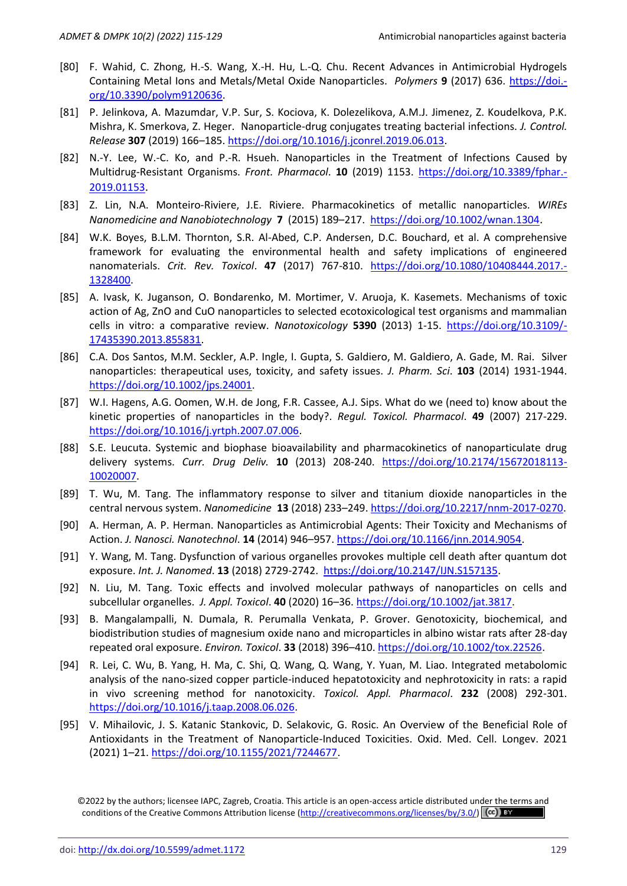[80] F. Wahid, C. Zhong, H.-S. Wang, X.-H. Hu, L.-Q. Chu. Recent Advances in Antimicrobial Hydrogels Containing Metal Ions and Metals/Metal Oxide Nanoparticles. *Polymers* **9** (2017) 636. https://doi.org/10.3390/polym9120636.

[81] P. Jelinkova, A. Mazumdar, V.P. Sur, S. Kociova, K. Dolezelikova, A.M.J. Jimenez, Z. Koudelkova, P.K. Mishra, K. Smerkova, Z. Heger. Nanoparticle-drug conjugates treating bacterial infections. *J. Control. Release* **307** (2019) 166–185. https://doi.org/10.1016/j.jconrel.2019.06.013.

[82] N.-Y. Lee, W.-C. Ko, and P.-R. Hsueh. Nanoparticles in the Treatment of Infections Caused by Multidrug-Resistant Organisms. *Front. Pharmacol*. **10** (2019) 1153. https://doi.org/10.3389/fphar.2019.01153.

[83] Z. Lin, N.A. Monteiro-Riviere, J.E. Riviere. Pharmacokinetics of metallic nanoparticles. *WIREs Nanomedicine and Nanobiotechnology* **7** (2015) 189–217. https://doi.org/10.1002/wnan.1304.

[84] W.K. Boyes, B.L.M. Thornton, S.R. Al-Abed, C.P. Andersen, D.C. Bouchard, et al. A comprehensive framework for evaluating the environmental health and safety implications of engineered nanomaterials. *Crit. Rev. Toxicol*. **47** (2017) 767-810. https://doi.org/10.1080/10408444.2017.1328400.

[85] A. Ivask, K. Juganson, O. Bondarenko, M. Mortimer, V. Aruoja, K. Kasemets. Mechanisms of toxic action of Ag, ZnO and CuO nanoparticles to selected ecotoxicological test organisms and mammalian cells in vitro: a comparative review. *Nanotoxicology* **5390** (2013) 1-15. https://doi.org/10.3109/17435390.2013.855831.

[86] C.A. Dos Santos, M.M. Seckler, A.P. Ingle, I. Gupta, S. Galdiero, M. Galdiero, A. Gade, M. Rai. Silver nanoparticles: therapeutical uses, toxicity, and safety issues. *J. Pharm. Sci*. **103** (2014) 1931-1944. https://doi.org/10.1002/jps.24001.

[87] W.I. Hagens, A.G. Oomen, W.H. de Jong, F.R. Cassee, A.J. Sips. What do we (need to) know about the kinetic properties of nanoparticles in the body?. *Regul. Toxicol. Pharmacol*. **49** (2007) 217-229. https://doi.org/10.1016/j.yrtph.2007.07.006.

[88] S.E. Leucuta. Systemic and biophase bioavailability and pharmacokinetics of nanoparticulate drug delivery systems. *Curr. Drug Deliv.* **10** (2013) 208-240. https://doi.org/10.2174/15672018113-10020007.

[89] T. Wu, M. Tang. The inflammatory response to silver and titanium dioxide nanoparticles in the central nervous system. *Nanomedicine* **13** (2018) 233–249. https://doi.org/10.2217/nnm-2017-0270.

[90] A. Herman, A. P. Herman. Nanoparticles as Antimicrobial Agents: Their Toxicity and Mechanisms of Action. *J. Nanosci. Nanotechnol*. **14** (2014) 946–957. https://doi.org/10.1166/jnn.2014.9054.

[91] Y. Wang, M. Tang. Dysfunction of various organelles provokes multiple cell death after quantum dot exposure. *Int. J. Nanomed*. **13** (2018) 2729-2742. https://doi.org/10.2147/IJN.S157135.

[92] N. Liu, M. Tang. Toxic effects and involved molecular pathways of nanoparticles on cells and subcellular organelles. *J. Appl. Toxicol*. **40** (2020) 16–36. https://doi.org/10.1002/jat.3817.

[93] B. Mangalampalli, N. Dumala, R. Perumalla Venkata, P. Grover. Genotoxicity, biochemical, and biodistribution studies of magnesium oxide nano and microparticles in albino wistar rats after 28-day repeated oral exposure. *Environ. Toxicol*. **33** (2018) 396–410. https://doi.org/10.1002/tox.22526.

[94] R. Lei, C. Wu, B. Yang, H. Ma, C. Shi, Q. Wang, Q. Wang, Y. Yuan, M. Liao. Integrated metabolomic analysis of the nano-sized copper particle-induced hepatotoxicity and nephrotoxicity in rats: a rapid in vivo screening method for nanotoxicity. *Toxicol. Appl. Pharmacol*. **232** (2008) 292-301. https://doi.org/10.1016/j.taap.2008.06.026.

[95] V. Mihailovic, J. S. Katanic Stankovic, D. Selakovic, G. Rosic. An Overview of the Beneficial Role of Antioxidants in the Treatment of Nanoparticle-Induced Toxicities. Oxid. Med. Cell. Longev. 2021 (2021) 1–21. https://doi.org/10.1155/2021/7244677.

©2022 by the authors; licensee IAPC, Zagreb, Croatia. This article is an open-access article distributed under the terms and conditions of the Creative Commons Attribution license (http://creativecommons.org/licenses/by/3.0/)